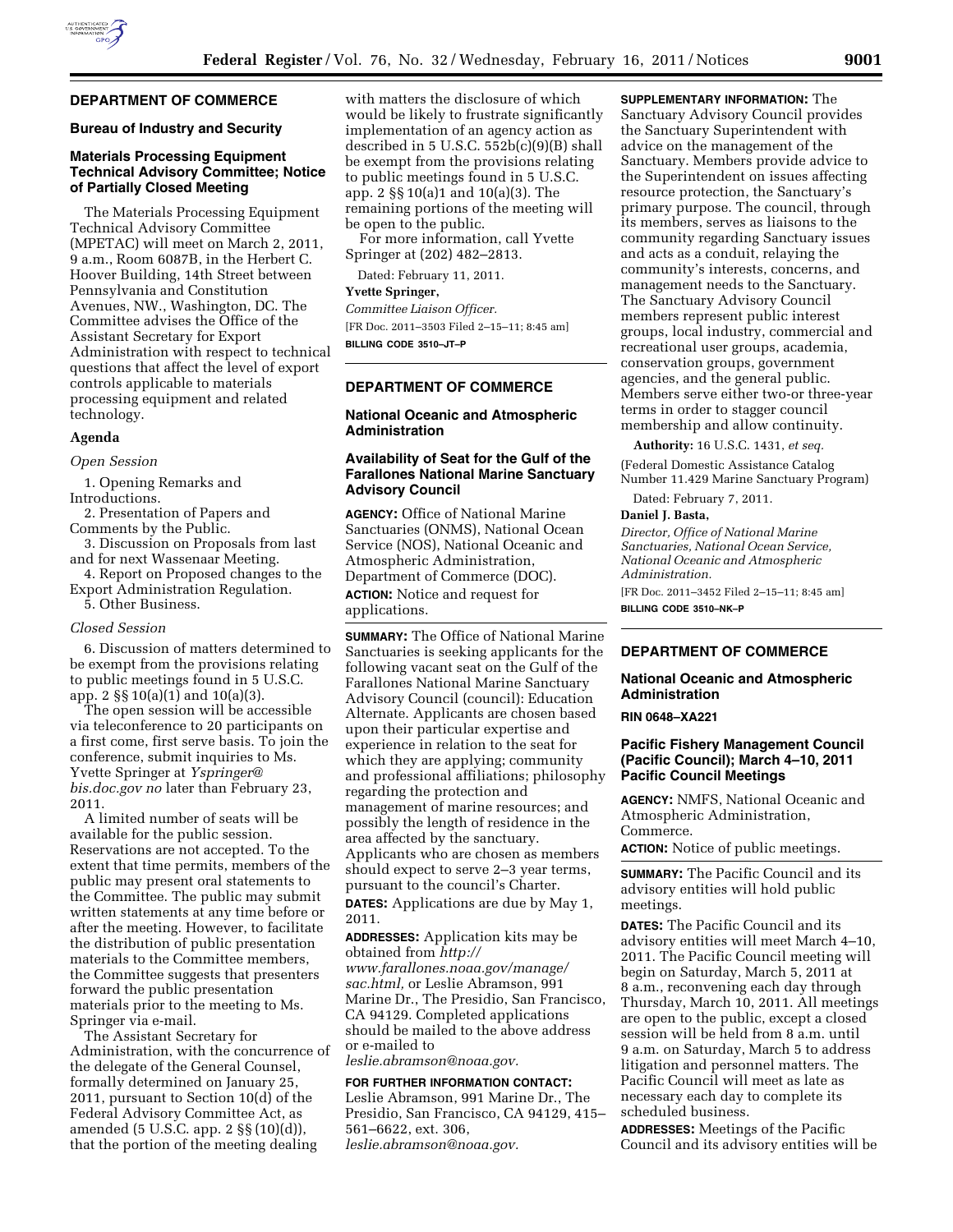## DEPARTMENT OF COMMERCE

### Bureau of Industry and Security

### Materials Processing Equipment Technical Advisory Committee; Notice of Partially Closed Meeting

The Materials Processing Equipment Technical Advisory Committee (MPETAC) will meet on March 2, 2011, 9 a.m., Room 6087B, in the Herbert C. Hoover Building, 14th Street between Pennsylvania and Constitution Avenues, NW., Washington, DC. The Committee advises the Office of the Assistant Secretary for Export Administration with respect to technical questions that affect the level of export controls applicable to materials processing equipment and related technology.

**Agenda**

*Open Session*

1. Opening Remarks and Introductions.
2. Presentation of Papers and Comments by the Public.
3. Discussion on Proposals from last and for next Wassenaar Meeting.
4. Report on Proposed changes to the Export Administration Regulation.
5. Other Business.

*Closed Session*

6. Discussion of matters determined to be exempt from the provisions relating to public meetings found in 5 U.S.C. app. 2 §§ 10(a)(1) and 10(a)(3).

The open session will be accessible via teleconference to 20 participants on a first come, first serve basis. To join the conference, submit inquiries to Ms. Yvette Springer at *Yspringer@bis.doc.gov no* later than February 23, 2011.

A limited number of seats will be available for the public session. Reservations are not accepted. To the extent that time permits, members of the public may present oral statements to the Committee. The public may submit written statements at any time before or after the meeting. However, to facilitate the distribution of public presentation materials to the Committee members, the Committee suggests that presenters forward the public presentation materials prior to the meeting to Ms. Springer via e-mail.

The Assistant Secretary for Administration, with the concurrence of the delegate of the General Counsel, formally determined on January 25, 2011, pursuant to Section 10(d) of the Federal Advisory Committee Act, as amended (5 U.S.C. app. 2 §§ (10)(d)), that the portion of the meeting dealing with matters the disclosure of which would be likely to frustrate significantly implementation of an agency action as described in 5 U.S.C. 552b(c)(9)(B) shall be exempt from the provisions relating to public meetings found in 5 U.S.C. app. 2 §§ 10(a)1 and 10(a)(3). The remaining portions of the meeting will be open to the public.

For more information, call Yvette Springer at (202) 482–2813.

Dated: February 11, 2011.

**Yvette Springer,**

*Committee Liaison Officer.*

[FR Doc. 2011–3503 Filed 2–15–11; 8:45 am]

**BILLING CODE 3510–JT–P**

## DEPARTMENT OF COMMERCE

### National Oceanic and Atmospheric Administration

### Availability of Seat for the Gulf of the Farallones National Marine Sanctuary Advisory Council

**AGENCY:** Office of National Marine Sanctuaries (ONMS), National Ocean Service (NOS), National Oceanic and Atmospheric Administration, Department of Commerce (DOC).

**ACTION:** Notice and request for applications.

**SUMMARY:** The Office of National Marine Sanctuaries is seeking applicants for the following vacant seat on the Gulf of the Farallones National Marine Sanctuary Advisory Council (council): Education Alternate. Applicants are chosen based upon their particular expertise and experience in relation to the seat for which they are applying; community and professional affiliations; philosophy regarding the protection and management of marine resources; and possibly the length of residence in the area affected by the sanctuary. Applicants who are chosen as members should expect to serve 2–3 year terms, pursuant to the council's Charter.

**DATES:** Applications are due by May 1, 2011.

**ADDRESSES:** Application kits may be obtained from *http://www.farallones.noaa.gov/manage/sac.html,* or Leslie Abramson, 991 Marine Dr., The Presidio, San Francisco, CA 94129. Completed applications should be mailed to the above address or e-mailed to *leslie.abramson@noaa.gov.*

**FOR FURTHER INFORMATION CONTACT:** Leslie Abramson, 991 Marine Dr., The Presidio, San Francisco, CA 94129, 415–561–6622, ext. 306, *leslie.abramson@noaa.gov.*

**SUPPLEMENTARY INFORMATION:** The Sanctuary Advisory Council provides the Sanctuary Superintendent with advice on the management of the Sanctuary. Members provide advice to the Superintendent on issues affecting resource protection, the Sanctuary's primary purpose. The council, through its members, serves as liaisons to the community regarding Sanctuary issues and acts as a conduit, relaying the community's interests, concerns, and management needs to the Sanctuary. The Sanctuary Advisory Council members represent public interest groups, local industry, commercial and recreational user groups, academia, conservation groups, government agencies, and the general public. Members serve either two-or three-year terms in order to stagger council membership and allow continuity.

**Authority:** 16 U.S.C. 1431, *et seq.*

(Federal Domestic Assistance Catalog Number 11.429 Marine Sanctuary Program)

Dated: February 7, 2011.

**Daniel J. Basta,**

*Director, Office of National Marine Sanctuaries, National Ocean Service, National Oceanic and Atmospheric Administration.*

[FR Doc. 2011–3452 Filed 2–15–11; 8:45 am]

**BILLING CODE 3510–NK–P**

## DEPARTMENT OF COMMERCE

### National Oceanic and Atmospheric Administration

**RIN 0648–XA221**

### Pacific Fishery Management Council (Pacific Council); March 4–10, 2011 Pacific Council Meetings

**AGENCY:** NMFS, National Oceanic and Atmospheric Administration, Commerce.

**ACTION:** Notice of public meetings.

**SUMMARY:** The Pacific Council and its advisory entities will hold public meetings.

**DATES:** The Pacific Council and its advisory entities will meet March 4–10, 2011. The Pacific Council meeting will begin on Saturday, March 5, 2011 at 8 a.m., reconvening each day through Thursday, March 10, 2011. All meetings are open to the public, except a closed session will be held from 8 a.m. until 9 a.m. on Saturday, March 5 to address litigation and personnel matters. The Pacific Council will meet as late as necessary each day to complete its scheduled business.

**ADDRESSES:** Meetings of the Pacific Council and its advisory entities will be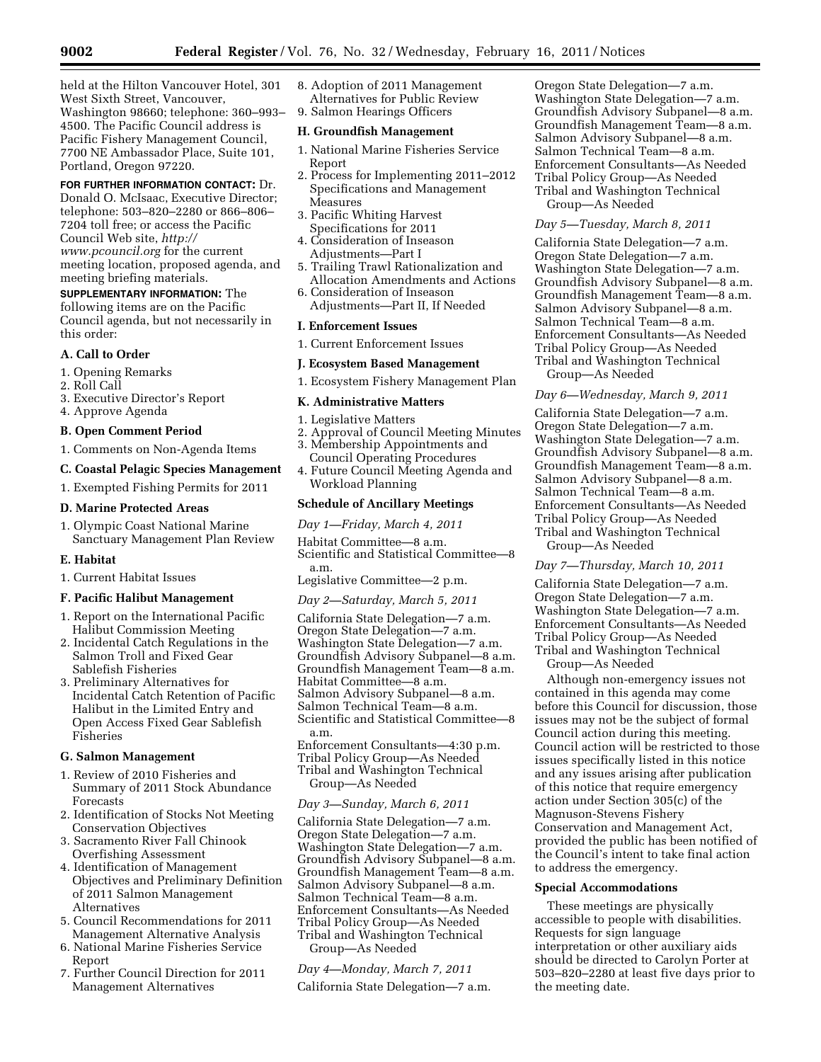held at the Hilton Vancouver Hotel, 301 West Sixth Street, Vancouver, Washington 98660; telephone: 360–993–4500. The Pacific Council address is Pacific Fishery Management Council, 7700 NE Ambassador Place, Suite 101, Portland, Oregon 97220.

**FOR FURTHER INFORMATION CONTACT:** Dr. Donald O. McIsaac, Executive Director; telephone: 503–820–2280 or 866–806–7204 toll free; or access the Pacific Council Web site, *http://www.pcouncil.org* for the current meeting location, proposed agenda, and meeting briefing materials.

**SUPPLEMENTARY INFORMATION:** The following items are on the Pacific Council agenda, but not necessarily in this order:

### A. Call to Order

1. Opening Remarks
2. Roll Call
3. Executive Director's Report
4. Approve Agenda

### B. Open Comment Period

1. Comments on Non-Agenda Items

### C. Coastal Pelagic Species Management

1. Exempted Fishing Permits for 2011

### D. Marine Protected Areas

1. Olympic Coast National Marine Sanctuary Management Plan Review

### E. Habitat

1. Current Habitat Issues

### F. Pacific Halibut Management

1. Report on the International Pacific Halibut Commission Meeting
2. Incidental Catch Regulations in the Salmon Troll and Fixed Gear Sablefish Fisheries
3. Preliminary Alternatives for Incidental Catch Retention of Pacific Halibut in the Limited Entry and Open Access Fixed Gear Sablefish Fisheries

### G. Salmon Management

1. Review of 2010 Fisheries and Summary of 2011 Stock Abundance Forecasts
2. Identification of Stocks Not Meeting Conservation Objectives
3. Sacramento River Fall Chinook Overfishing Assessment
4. Identification of Management Objectives and Preliminary Definition of 2011 Salmon Management Alternatives
5. Council Recommendations for 2011 Management Alternative Analysis
6. National Marine Fisheries Service Report
7. Further Council Direction for 2011 Management Alternatives
8. Adoption of 2011 Management Alternatives for Public Review
9. Salmon Hearings Officers

### H. Groundfish Management

1. National Marine Fisheries Service Report
2. Process for Implementing 2011–2012 Specifications and Management Measures
3. Pacific Whiting Harvest Specifications for 2011
4. Consideration of Inseason Adjustments—Part I
5. Trailing Trawl Rationalization and Allocation Amendments and Actions
6. Consideration of Inseason Adjustments—Part II, If Needed

### I. Enforcement Issues

1. Current Enforcement Issues

### J. Ecosystem Based Management

1. Ecosystem Fishery Management Plan

### K. Administrative Matters

1. Legislative Matters
2. Approval of Council Meeting Minutes
3. Membership Appointments and Council Operating Procedures
4. Future Council Meeting Agenda and Workload Planning

### Schedule of Ancillary Meetings

*Day 1—Friday, March 4, 2011*

Habitat Committee—8 a.m.
Scientific and Statistical Committee—8 a.m.
Legislative Committee—2 p.m.

*Day 2—Saturday, March 5, 2011*

California State Delegation—7 a.m.
Oregon State Delegation—7 a.m.
Washington State Delegation—7 a.m.
Groundfish Advisory Subpanel—8 a.m.
Groundfish Management Team—8 a.m.
Habitat Committee—8 a.m.
Salmon Advisory Subpanel—8 a.m.
Salmon Technical Team—8 a.m.
Scientific and Statistical Committee—8 a.m.
Enforcement Consultants—4:30 p.m.
Tribal Policy Group—As Needed
Tribal and Washington Technical Group—As Needed

*Day 3—Sunday, March 6, 2011*

California State Delegation—7 a.m.
Oregon State Delegation—7 a.m.
Washington State Delegation—7 a.m.
Groundfish Advisory Subpanel—8 a.m.
Groundfish Management Team—8 a.m.
Salmon Advisory Subpanel—8 a.m.
Salmon Technical Team—8 a.m.
Enforcement Consultants—As Needed
Tribal Policy Group—As Needed
Tribal and Washington Technical Group—As Needed

*Day 4—Monday, March 7, 2011*

California State Delegation—7 a.m.
Oregon State Delegation—7 a.m.
Washington State Delegation—7 a.m.
Groundfish Advisory Subpanel—8 a.m.
Groundfish Management Team—8 a.m.
Salmon Advisory Subpanel—8 a.m.
Salmon Technical Team—8 a.m.
Enforcement Consultants—As Needed
Tribal Policy Group—As Needed
Tribal and Washington Technical Group—As Needed

*Day 5—Tuesday, March 8, 2011*

California State Delegation—7 a.m.
Oregon State Delegation—7 a.m.
Washington State Delegation—7 a.m.
Groundfish Advisory Subpanel—8 a.m.
Groundfish Management Team—8 a.m.
Salmon Advisory Subpanel—8 a.m.
Salmon Technical Team—8 a.m.
Enforcement Consultants—As Needed
Tribal Policy Group—As Needed
Tribal and Washington Technical Group—As Needed

*Day 6—Wednesday, March 9, 2011*

California State Delegation—7 a.m.
Oregon State Delegation—7 a.m.
Washington State Delegation—7 a.m.
Groundfish Advisory Subpanel—8 a.m.
Groundfish Management Team—8 a.m.
Salmon Advisory Subpanel—8 a.m.
Salmon Technical Team—8 a.m.
Enforcement Consultants—As Needed
Tribal Policy Group—As Needed
Tribal and Washington Technical Group—As Needed

*Day 7—Thursday, March 10, 2011*

California State Delegation—7 a.m.
Oregon State Delegation—7 a.m.
Washington State Delegation—7 a.m.
Enforcement Consultants—As Needed
Tribal Policy Group—As Needed
Tribal and Washington Technical Group—As Needed

Although non-emergency issues not contained in this agenda may come before this Council for discussion, those issues may not be the subject of formal Council action during this meeting. Council action will be restricted to those issues specifically listed in this notice and any issues arising after publication of this notice that require emergency action under Section 305(c) of the Magnuson-Stevens Fishery Conservation and Management Act, provided the public has been notified of the Council's intent to take final action to address the emergency.

### Special Accommodations

These meetings are physically accessible to people with disabilities. Requests for sign language interpretation or other auxiliary aids should be directed to Carolyn Porter at 503–820–2280 at least five days prior to the meeting date.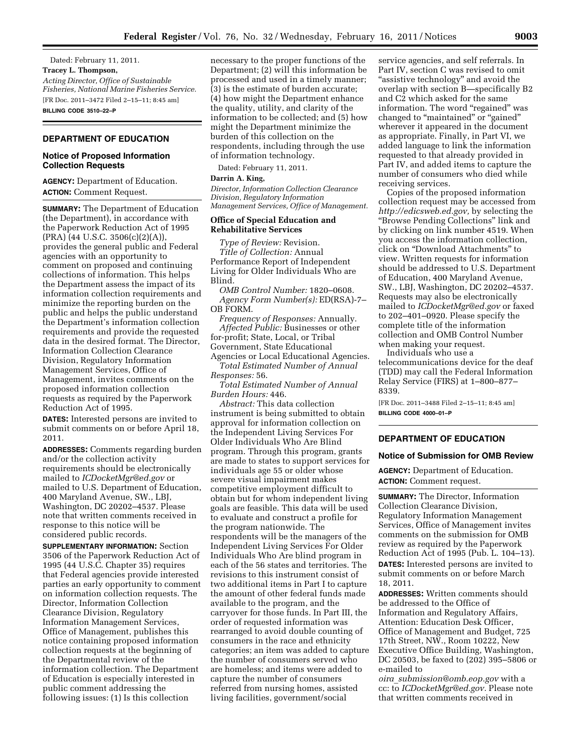Dated: February 11, 2011.

**Tracey L. Thompson,**

*Acting Director, Office of Sustainable Fisheries, National Marine Fisheries Service.*

[FR Doc. 2011–3472 Filed 2–15–11; 8:45 am]

**BILLING CODE 3510–22–P**

## DEPARTMENT OF EDUCATION

### Notice of Proposed Information Collection Requests

**AGENCY:** Department of Education.

**ACTION:** Comment Request.

**SUMMARY:** The Department of Education (the Department), in accordance with the Paperwork Reduction Act of 1995 (PRA) (44 U.S.C. 3506(c)(2)(A)), provides the general public and Federal agencies with an opportunity to comment on proposed and continuing collections of information. This helps the Department assess the impact of its information collection requirements and minimize the reporting burden on the public and helps the public understand the Department's information collection requirements and provide the requested data in the desired format. The Director, Information Collection Clearance Division, Regulatory Information Management Services, Office of Management, invites comments on the proposed information collection requests as required by the Paperwork Reduction Act of 1995.

**DATES:** Interested persons are invited to submit comments on or before April 18, 2011.

**ADDRESSES:** Comments regarding burden and/or the collection activity requirements should be electronically mailed to *ICDocketMgr@ed.gov* or mailed to U.S. Department of Education, 400 Maryland Avenue, SW., LBJ, Washington, DC 20202–4537. Please note that written comments received in response to this notice will be considered public records.

**SUPPLEMENTARY INFORMATION:** Section 3506 of the Paperwork Reduction Act of 1995 (44 U.S.C. Chapter 35) requires that Federal agencies provide interested parties an early opportunity to comment on information collection requests. The Director, Information Collection Clearance Division, Regulatory Information Management Services, Office of Management, publishes this notice containing proposed information collection requests at the beginning of the Departmental review of the information collection. The Department of Education is especially interested in public comment addressing the following issues: (1) Is this collection necessary to the proper functions of the Department; (2) will this information be processed and used in a timely manner; (3) is the estimate of burden accurate; (4) how might the Department enhance the quality, utility, and clarity of the information to be collected; and (5) how might the Department minimize the burden of this collection on the respondents, including through the use of information technology.

Dated: February 11, 2011.

**Darrin A. King,**

*Director, Information Collection Clearance Division, Regulatory Information Management Services, Office of Management.*

#### Office of Special Education and Rehabilitative Services

*Type of Review:* Revision.

*Title of Collection:* Annual Performance Report of Independent Living for Older Individuals Who are Blind.

*OMB Control Number:* 1820–0608.

*Agency Form Number(s):* ED(RSA)-7–OB FORM.

*Frequency of Responses:* Annually.

*Affected Public:* Businesses or other for-profit; State, Local, or Tribal Government, State Educational Agencies or Local Educational Agencies.

*Total Estimated Number of Annual Responses:* 56.

*Total Estimated Number of Annual Burden Hours:* 446.

*Abstract:* This data collection instrument is being submitted to obtain approval for information collection on the Independent Living Services For Older Individuals Who Are Blind program. Through this program, grants are made to states to support services for individuals age 55 or older whose severe visual impairment makes competitive employment difficult to obtain but for whom independent living goals are feasible. This data will be used to evaluate and construct a profile for the program nationwide. The respondents will be the managers of the Independent Living Services For Older Individuals Who Are blind program in each of the 56 states and territories. The revisions to this instrument consist of two additional items in Part I to capture the amount of other federal funds made available to the program, and the carryover for those funds. In Part III, the order of requested information was rearranged to avoid double counting of consumers in the race and ethnicity categories; an item was added to capture the number of consumers served who are homeless; and items were added to capture the number of consumers referred from nursing homes, assisted living facilities, government/social service agencies, and self referrals. In Part IV, section C was revised to omit "assistive technology" and avoid the overlap with section B—specifically B2 and C2 which asked for the same information. The word "regained" was changed to "maintained" or "gained" wherever it appeared in the document as appropriate. Finally, in Part VI, we added language to link the information requested to that already provided in Part IV, and added items to capture the number of consumers who died while receiving services.

Copies of the proposed information collection request may be accessed from *http://edicsweb.ed.gov,* by selecting the "Browse Pending Collections" link and by clicking on link number 4519. When you access the information collection, click on "Download Attachments" to view. Written requests for information should be addressed to U.S. Department of Education, 400 Maryland Avenue, SW., LBJ, Washington, DC 20202–4537. Requests may also be electronically mailed to *ICDocketMgr@ed.gov* or faxed to 202–401–0920. Please specify the complete title of the information collection and OMB Control Number when making your request.

Individuals who use a telecommunications device for the deaf (TDD) may call the Federal Information Relay Service (FIRS) at 1–800–877–8339.

[FR Doc. 2011–3488 Filed 2–15–11; 8:45 am]

**BILLING CODE 4000–01–P**

## DEPARTMENT OF EDUCATION

### Notice of Submission for OMB Review

**AGENCY:** Department of Education.

**ACTION:** Comment request.

**SUMMARY:** The Director, Information Collection Clearance Division, Regulatory Information Management Services, Office of Management invites comments on the submission for OMB review as required by the Paperwork Reduction Act of 1995 (Pub. L. 104–13).

**DATES:** Interested persons are invited to submit comments on or before March 18, 2011.

**ADDRESSES:** Written comments should be addressed to the Office of Information and Regulatory Affairs, Attention: Education Desk Officer, Office of Management and Budget, 725 17th Street, NW., Room 10222, New Executive Office Building, Washington, DC 20503, be faxed to (202) 395–5806 or e-mailed to *oira_submission@omb.eop.gov* with a cc: to *ICDocketMgr@ed.gov.* Please note that written comments received in